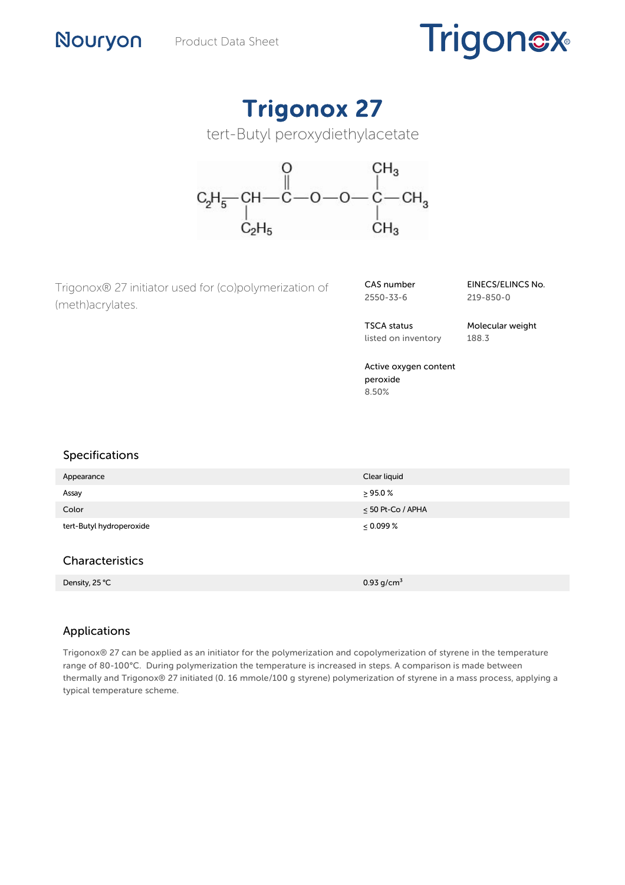Nouryon Product Data Sheet

# Trigonox 27

tert-Butyl peroxydiethylacetate

$$C_2H_5-\underset{\underset{C_2H_5}{|}}{CH}-\overset{\overset{O}{\|}}{C}-O-O-\underset{\underset{CH_3}{|}}{\overset{\overset{CH_3}{|}}{C}}-CH_3$$

Trigonox® 27 initiator used for (co)polymerization of (meth)acrylates.

**CAS number**
2550-33-6

**EINECS/ELINCS No.**
219-850-0

**TSCA status**
listed on inventory

**Molecular weight**
188.3

**Active oxygen content peroxide**
8.50%

## Specifications

| | |
|---|---|
| Appearance | Clear liquid |
| Assay | ≥ 95.0 % |
| Color | ≤ 50 Pt-Co / APHA |
| tert-Butyl hydroperoxide | ≤ 0.099 % |

## Characteristics

| | |
|---|---|
| Density, 25 °C | 0.93 g/cm$^3$ |

## Applications

Trigonox® 27 can be applied as an initiator for the polymerization and copolymerization of styrene in the temperature range of 80-100°C. During polymerization the temperature is increased in steps. A comparison is made between thermally and Trigonox® 27 initiated (0. 16 mmole/100 g styrene) polymerization of styrene in a mass process, applying a typical temperature scheme.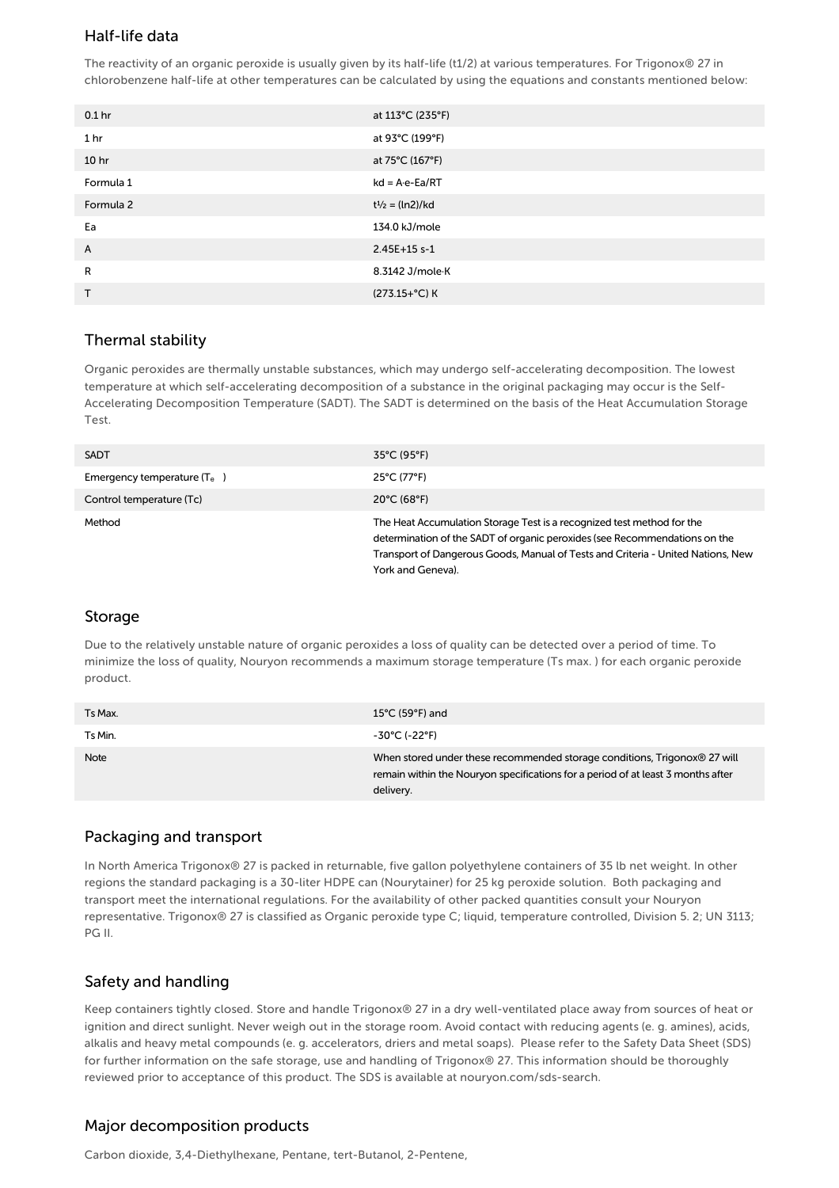## Half-life data

The reactivity of an organic peroxide is usually given by its half-life (t1/2) at various temperatures. For Trigonox® 27 in chlorobenzene half-life at other temperatures can be calculated by using the equations and constants mentioned below:

| | |
|---|---|
| 0.1 hr | at 113°C (235°F) |
| 1 hr | at 93°C (199°F) |
| 10 hr | at 75°C (167°F) |
| Formula 1 | $kd = A \cdot e^{-Ea/RT}$ |
| Formula 2 | $t_{1/2} = (\ln 2)/kd$ |
| Ea | 134.0 kJ/mole |
| A | 2.45E+15 s-1 |
| R | 8.3142 J/mole·K |
| T | (273.15+°C) K |

## Thermal stability

Organic peroxides are thermally unstable substances, which may undergo self-accelerating decomposition. The lowest temperature at which self-accelerating decomposition of a substance in the original packaging may occur is the Self-Accelerating Decomposition Temperature (SADT). The SADT is determined on the basis of the Heat Accumulation Storage Test.

| | |
|---|---|
| SADT | 35°C (95°F) |
| Emergency temperature ($T_e$ ) | 25°C (77°F) |
| Control temperature (Tc) | 20°C (68°F) |
| Method | The Heat Accumulation Storage Test is a recognized test method for the determination of the SADT of organic peroxides (see Recommendations on the Transport of Dangerous Goods, Manual of Tests and Criteria - United Nations, New York and Geneva). |

## Storage

Due to the relatively unstable nature of organic peroxides a loss of quality can be detected over a period of time. To minimize the loss of quality, Nouryon recommends a maximum storage temperature (Ts max. ) for each organic peroxide product.

| | |
|---|---|
| Ts Max. | 15°C (59°F) and |
| Ts Min. | -30°C (-22°F) |
| Note | When stored under these recommended storage conditions, Trigonox® 27 will remain within the Nouryon specifications for a period of at least 3 months after delivery. |

## Packaging and transport

In North America Trigonox® 27 is packed in returnable, five gallon polyethylene containers of 35 lb net weight. In other regions the standard packaging is a 30-liter HDPE can (Nourytainer) for 25 kg peroxide solution. Both packaging and transport meet the international regulations. For the availability of other packed quantities consult your Nouryon representative. Trigonox® 27 is classified as Organic peroxide type C; liquid, temperature controlled, Division 5. 2; UN 3113; PG II.

## Safety and handling

Keep containers tightly closed. Store and handle Trigonox® 27 in a dry well-ventilated place away from sources of heat or ignition and direct sunlight. Never weigh out in the storage room. Avoid contact with reducing agents (e. g. amines), acids, alkalis and heavy metal compounds (e. g. accelerators, driers and metal soaps). Please refer to the Safety Data Sheet (SDS) for further information on the safe storage, use and handling of Trigonox® 27. This information should be thoroughly reviewed prior to acceptance of this product. The SDS is available at nouryon.com/sds-search.

## Major decomposition products

Carbon dioxide, 3,4-Diethylhexane, Pentane, tert-Butanol, 2-Pentene,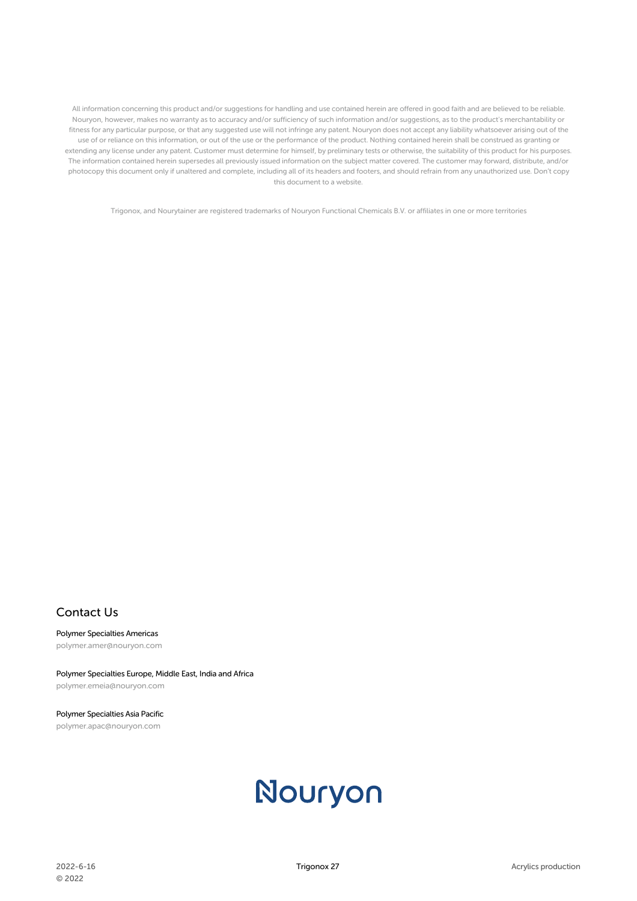All information concerning this product and/or suggestions for handling and use contained herein are offered in good faith and are believed to be reliable. Nouryon, however, makes no warranty as to accuracy and/or sufficiency of such information and/or suggestions, as to the product's merchantability or fitness for any particular purpose, or that any suggested use will not infringe any patent. Nouryon does not accept any liability whatsoever arising out of the use of or reliance on this information, or out of the use or the performance of the product. Nothing contained herein shall be construed as granting or extending any license under any patent. Customer must determine for himself, by preliminary tests or otherwise, the suitability of this product for his purposes. The information contained herein supersedes all previously issued information on the subject matter covered. The customer may forward, distribute, and/or photocopy this document only if unaltered and complete, including all of its headers and footers, and should refrain from any unauthorized use. Don't copy this document to a website.

Trigonox, and Nourytainer are registered trademarks of Nouryon Functional Chemicals B.V. or affiliates in one or more territories

## Contact Us

Polymer Specialties Americas
polymer.amer@nouryon.com

Polymer Specialties Europe, Middle East, India and Africa
polymer.emeia@nouryon.com

Polymer Specialties Asia Pacific
polymer.apac@nouryon.com

Nouryon

2022-6-16
© 2022